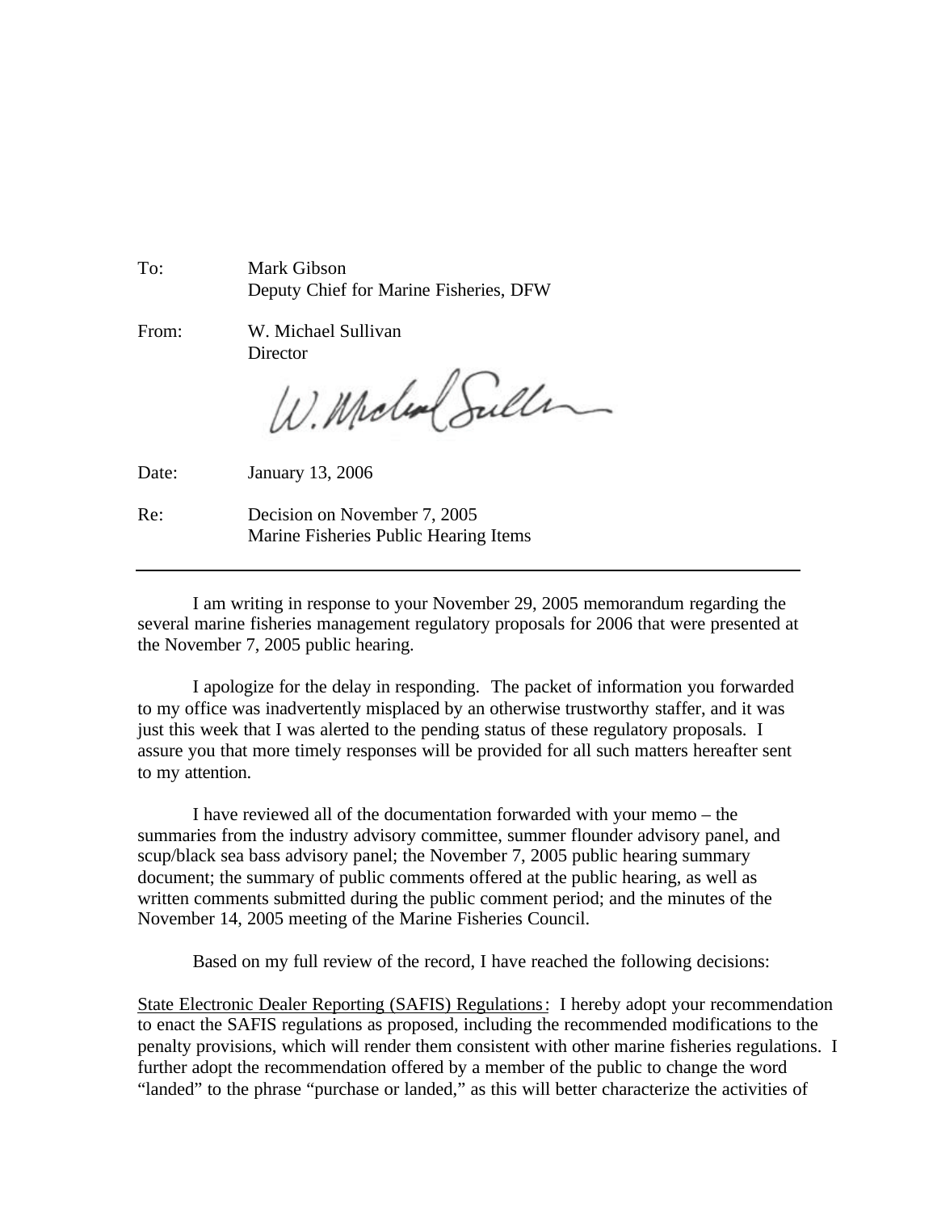To: Mark Gibson
Deputy Chief for Marine Fisheries, DFW

From: W. Michael Sullivan
Director

Date: January 13, 2006

Re: Decision on November 7, 2005
Marine Fisheries Public Hearing Items

---

I am writing in response to your November 29, 2005 memorandum regarding the several marine fisheries management regulatory proposals for 2006 that were presented at the November 7, 2005 public hearing.

I apologize for the delay in responding. The packet of information you forwarded to my office was inadvertently misplaced by an otherwise trustworthy staffer, and it was just this week that I was alerted to the pending status of these regulatory proposals. I assure you that more timely responses will be provided for all such matters hereafter sent to my attention.

I have reviewed all of the documentation forwarded with your memo – the summaries from the industry advisory committee, summer flounder advisory panel, and scup/black sea bass advisory panel; the November 7, 2005 public hearing summary document; the summary of public comments offered at the public hearing, as well as written comments submitted during the public comment period; and the minutes of the November 14, 2005 meeting of the Marine Fisheries Council.

Based on my full review of the record, I have reached the following decisions:

<u>State Electronic Dealer Reporting (SAFIS) Regulations</u>: I hereby adopt your recommendation to enact the SAFIS regulations as proposed, including the recommended modifications to the penalty provisions, which will render them consistent with other marine fisheries regulations. I further adopt the recommendation offered by a member of the public to change the word "landed" to the phrase "purchase or landed," as this will better characterize the activities of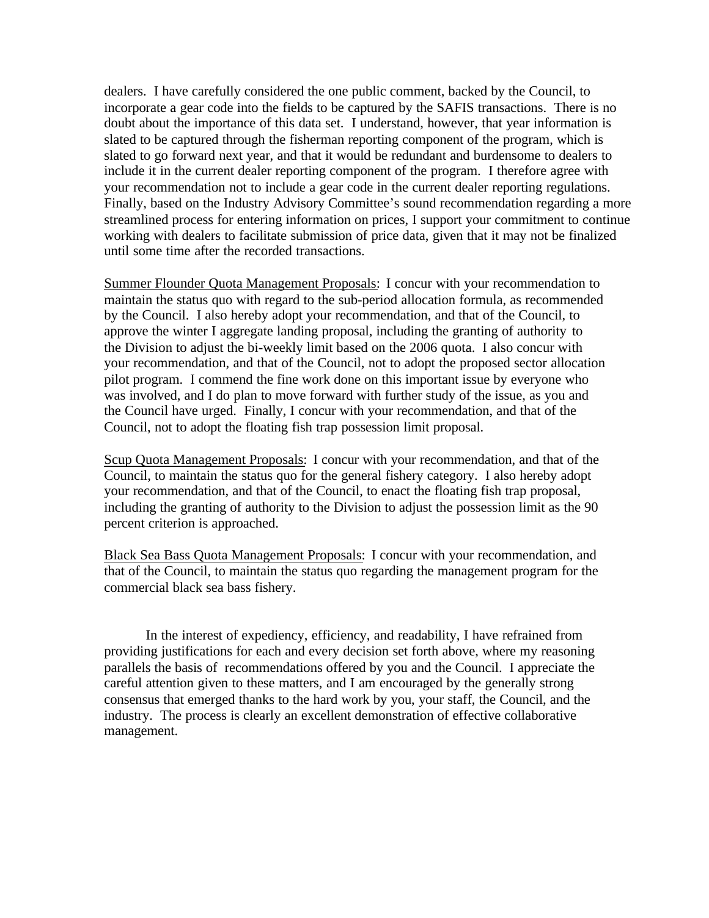dealers. I have carefully considered the one public comment, backed by the Council, to incorporate a gear code into the fields to be captured by the SAFIS transactions. There is no doubt about the importance of this data set. I understand, however, that year information is slated to be captured through the fisherman reporting component of the program, which is slated to go forward next year, and that it would be redundant and burdensome to dealers to include it in the current dealer reporting component of the program. I therefore agree with your recommendation not to include a gear code in the current dealer reporting regulations. Finally, based on the Industry Advisory Committee's sound recommendation regarding a more streamlined process for entering information on prices, I support your commitment to continue working with dealers to facilitate submission of price data, given that it may not be finalized until some time after the recorded transactions.

Summer Flounder Quota Management Proposals: I concur with your recommendation to maintain the status quo with regard to the sub-period allocation formula, as recommended by the Council. I also hereby adopt your recommendation, and that of the Council, to approve the winter I aggregate landing proposal, including the granting of authority to the Division to adjust the bi-weekly limit based on the 2006 quota. I also concur with your recommendation, and that of the Council, not to adopt the proposed sector allocation pilot program. I commend the fine work done on this important issue by everyone who was involved, and I do plan to move forward with further study of the issue, as you and the Council have urged. Finally, I concur with your recommendation, and that of the Council, not to adopt the floating fish trap possession limit proposal.

Scup Quota Management Proposals: I concur with your recommendation, and that of the Council, to maintain the status quo for the general fishery category. I also hereby adopt your recommendation, and that of the Council, to enact the floating fish trap proposal, including the granting of authority to the Division to adjust the possession limit as the 90 percent criterion is approached.

Black Sea Bass Quota Management Proposals: I concur with your recommendation, and that of the Council, to maintain the status quo regarding the management program for the commercial black sea bass fishery.

In the interest of expediency, efficiency, and readability, I have refrained from providing justifications for each and every decision set forth above, where my reasoning parallels the basis of recommendations offered by you and the Council. I appreciate the careful attention given to these matters, and I am encouraged by the generally strong consensus that emerged thanks to the hard work by you, your staff, the Council, and the industry. The process is clearly an excellent demonstration of effective collaborative management.